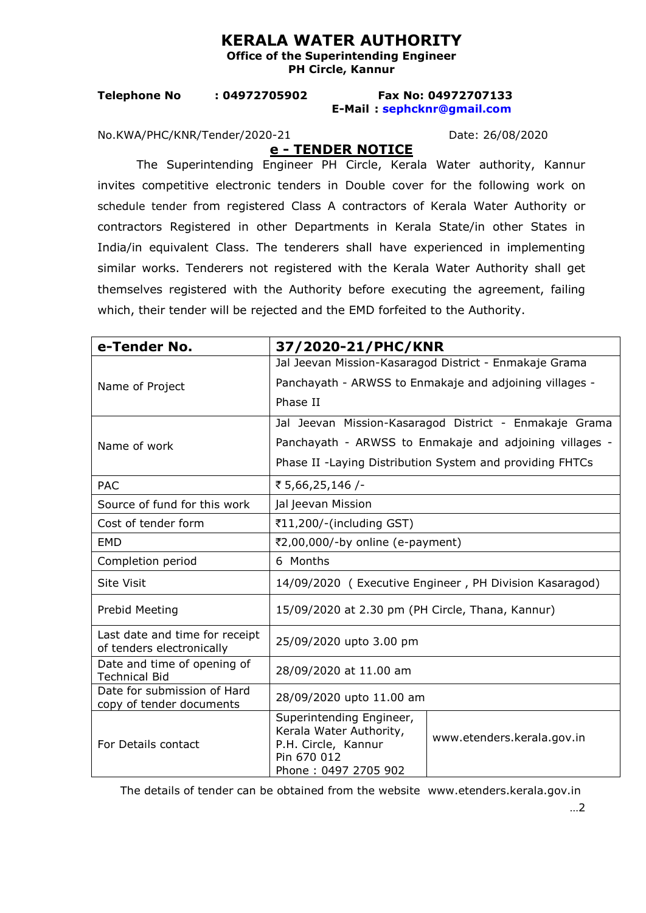# KERALA WATER AUTHORITY

**Office of the Superintending Engineer**
**PH Circle, Kannur**

**Telephone No : 04972705902** **Fax No: 04972707133**
**E-Mail : sephcknr@gmail.com**

No.KWA/PHC/KNR/Tender/2020-21 Date: 26/08/2020

## e - TENDER NOTICE

The Superintending Engineer PH Circle, Kerala Water authority, Kannur invites competitive electronic tenders in Double cover for the following work on schedule tender from registered Class A contractors of Kerala Water Authority or contractors Registered in other Departments in Kerala State/in other States in India/in equivalent Class. The tenderers shall have experienced in implementing similar works. Tenderers not registered with the Kerala Water Authority shall get themselves registered with the Authority before executing the agreement, failing which, their tender will be rejected and the EMD forfeited to the Authority.

| **e-Tender No.** | **37/2020-21/PHC/KNR** | |
|---|---|---|
| Name of Project | Jal Jeevan Mission-Kasaragod District - Enmakaje Grama Panchayath - ARWSS to Enmakaje and adjoining villages - Phase II | |
| Name of work | Jal Jeevan Mission-Kasaragod District - Enmakaje Grama Panchayath - ARWSS to Enmakaje and adjoining villages - Phase II -Laying Distribution System and providing FHTCs | |
| PAC | ₹ 5,66,25,146 /- | |
| Source of fund for this work | Jal Jeevan Mission | |
| Cost of tender form | ₹11,200/-(including GST) | |
| EMD | ₹2,00,000/-by online (e-payment) | |
| Completion period | 6 Months | |
| Site Visit | 14/09/2020 ( Executive Engineer , PH Division Kasaragod) | |
| Prebid Meeting | 15/09/2020 at 2.30 pm (PH Circle, Thana, Kannur) | |
| Last date and time for receipt of tenders electronically | 25/09/2020 upto 3.00 pm | |
| Date and time of opening of Technical Bid | 28/09/2020 at 11.00 am | |
| Date for submission of Hard copy of tender documents | 28/09/2020 upto 11.00 am | |
| For Details contact | Superintending Engineer, Kerala Water Authority, P.H. Circle, Kannur Pin 670 012 Phone : 0497 2705 902 | www.etenders.kerala.gov.in |

The details of tender can be obtained from the website www.etenders.kerala.gov.in

…2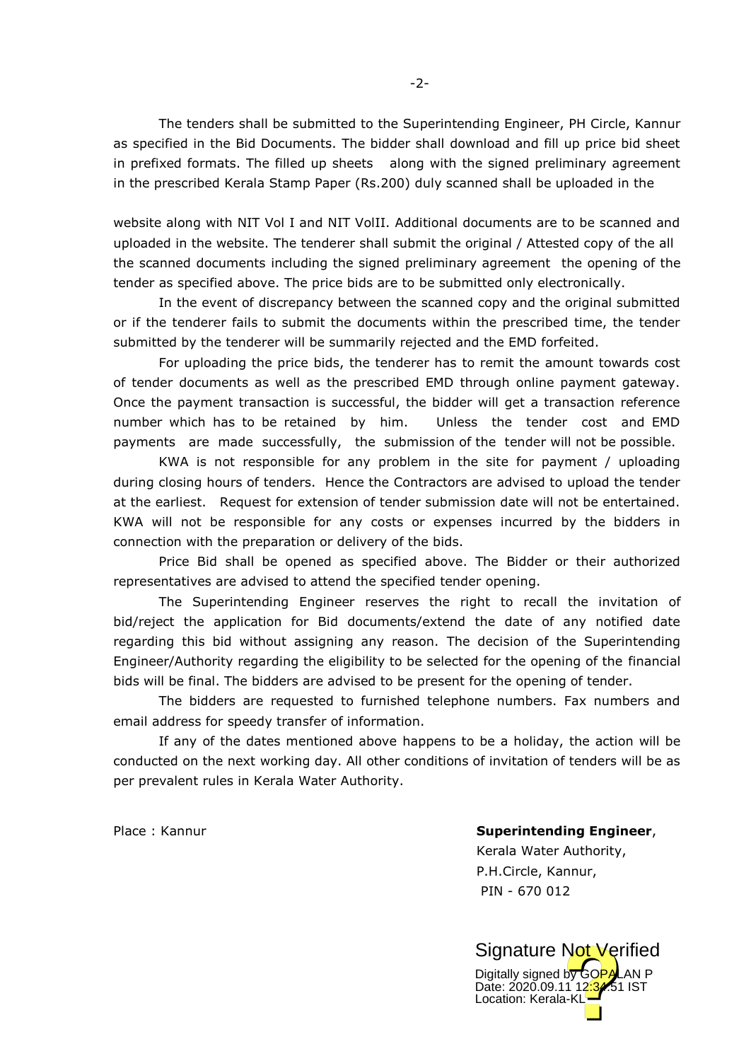The tenders shall be submitted to the Superintending Engineer, PH Circle, Kannur as specified in the Bid Documents. The bidder shall download and fill up price bid sheet in prefixed formats. The filled up sheets along with the signed preliminary agreement in the prescribed Kerala Stamp Paper (Rs.200) duly scanned shall be uploaded in the

website along with NIT Vol I and NIT VolII. Additional documents are to be scanned and uploaded in the website. The tenderer shall submit the original / Attested copy of the all the scanned documents including the signed preliminary agreement the opening of the tender as specified above. The price bids are to be submitted only electronically.

In the event of discrepancy between the scanned copy and the original submitted or if the tenderer fails to submit the documents within the prescribed time, the tender submitted by the tenderer will be summarily rejected and the EMD forfeited.

For uploading the price bids, the tenderer has to remit the amount towards cost of tender documents as well as the prescribed EMD through online payment gateway. Once the payment transaction is successful, the bidder will get a transaction reference number which has to be retained by him. Unless the tender cost and EMD payments are made successfully, the submission of the tender will not be possible.

KWA is not responsible for any problem in the site for payment / uploading during closing hours of tenders. Hence the Contractors are advised to upload the tender at the earliest. Request for extension of tender submission date will not be entertained. KWA will not be responsible for any costs or expenses incurred by the bidders in connection with the preparation or delivery of the bids.

Price Bid shall be opened as specified above. The Bidder or their authorized representatives are advised to attend the specified tender opening.

The Superintending Engineer reserves the right to recall the invitation of bid/reject the application for Bid documents/extend the date of any notified date regarding this bid without assigning any reason. The decision of the Superintending Engineer/Authority regarding the eligibility to be selected for the opening of the financial bids will be final. The bidders are advised to be present for the opening of tender.

The bidders are requested to furnished telephone numbers. Fax numbers and email address for speedy transfer of information.

If any of the dates mentioned above happens to be a holiday, the action will be conducted on the next working day. All other conditions of invitation of tenders will be as per prevalent rules in Kerala Water Authority.

Place : Kannur

**Superintending Engineer**,
Kerala Water Authority,
P.H.Circle, Kannur,
PIN - 670 012

Signature Not Verified
Digitally signed by GOPALAN P
Date: 2020.09.11 12:34:51 IST
Location: Kerala-KL